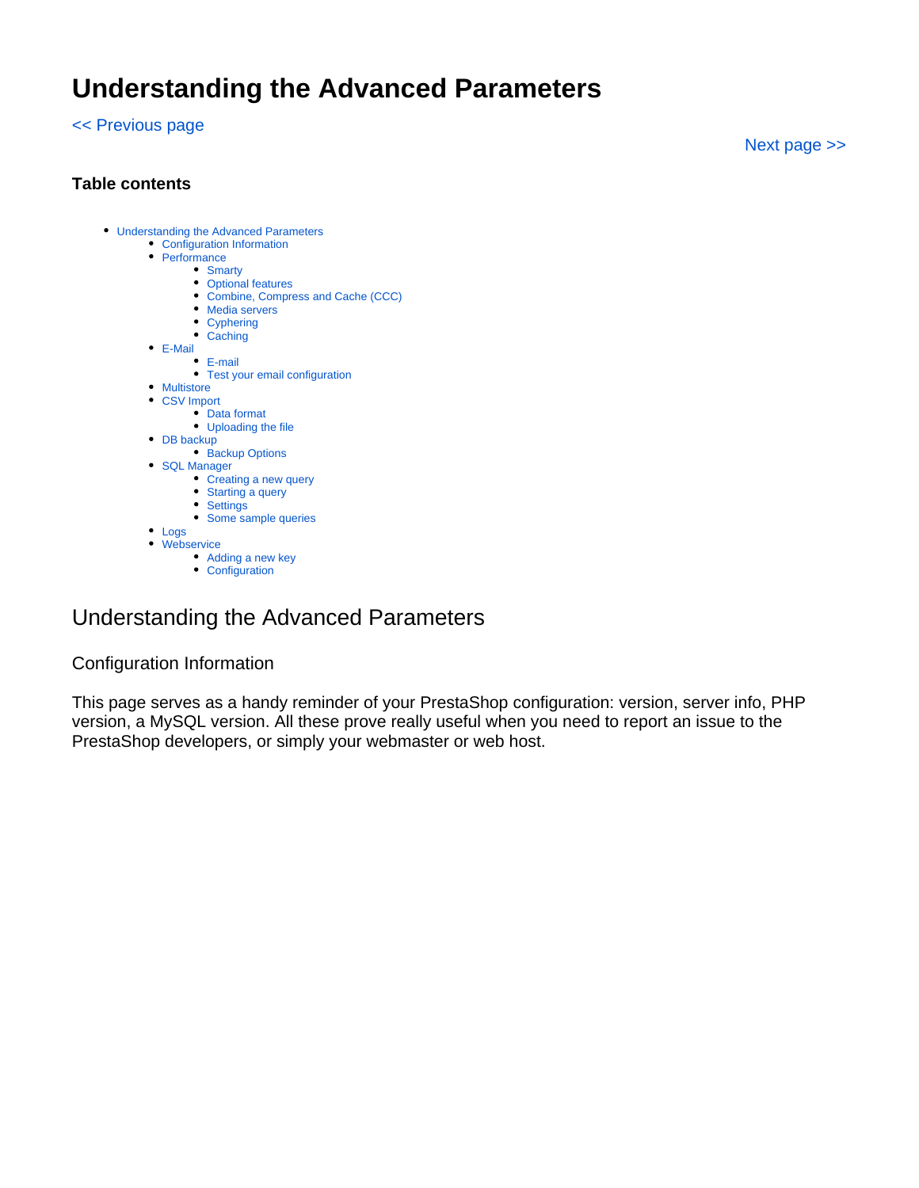# Understanding the Advanced Parameters

<< Previous page

Next page >>

**Table contents**

- Understanding the Advanced Parameters
  - Configuration Information
  - Performance
    - Smarty
    - Optional features
    - Combine, Compress and Cache (CCC)
    - Media servers
    - Cyphering
    - Caching
  - E-Mail
    - E-mail
    - Test your email configuration
  - Multistore
  - CSV Import
    - Data format
    - Uploading the file
  - DB backup
    - Backup Options
  - SQL Manager
    - Creating a new query
    - Starting a query
    - Settings
    - Some sample queries
  - Logs
  - Webservice
    - Adding a new key
    - Configuration

## Understanding the Advanced Parameters

### Configuration Information

This page serves as a handy reminder of your PrestaShop configuration: version, server info, PHP version, a MySQL version. All these prove really useful when you need to report an issue to the PrestaShop developers, or simply your webmaster or web host.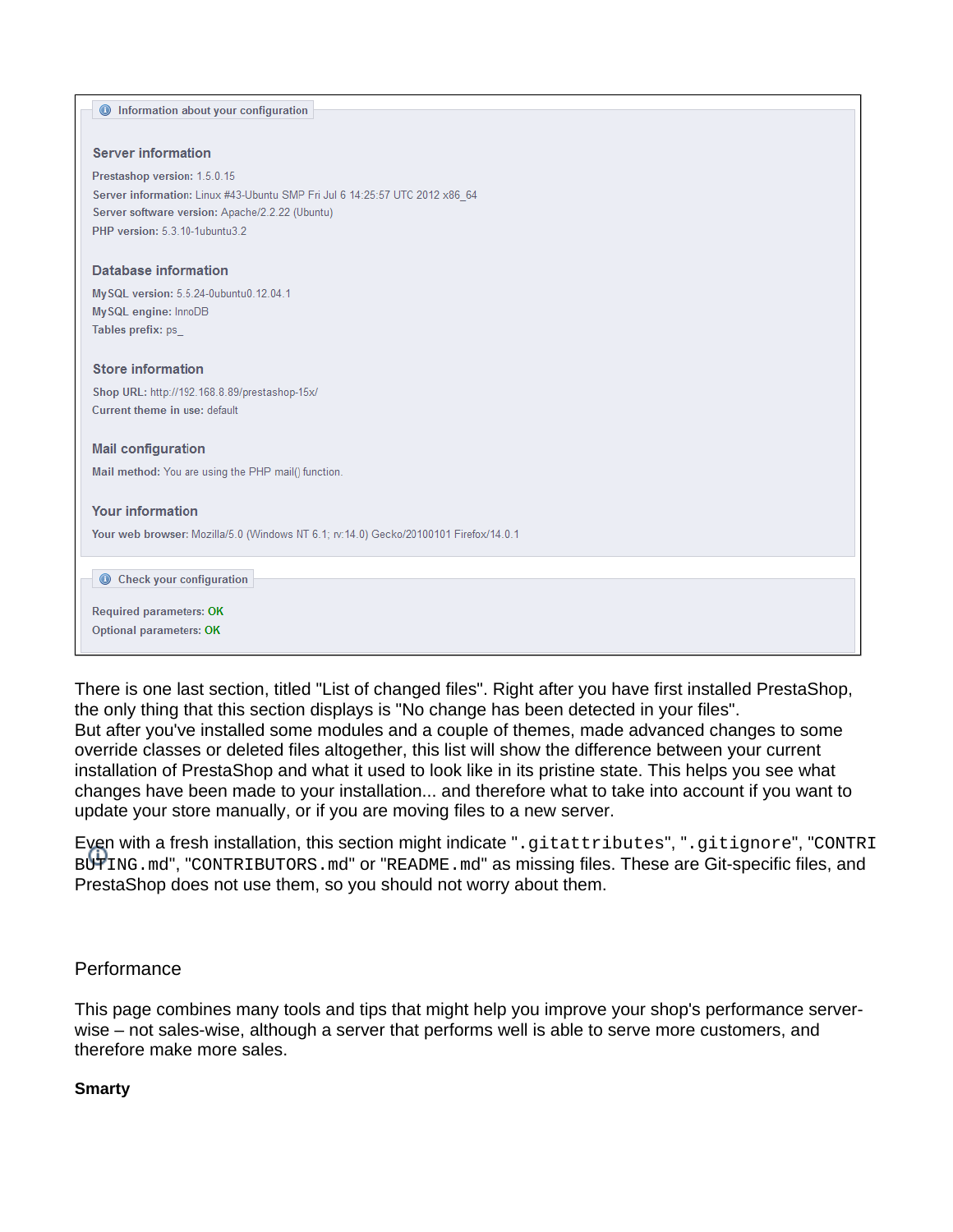**Information about your configuration**

### Server information

**Prestashop version:** 1.5.0.15
**Server information:** Linux #43-Ubuntu SMP Fri Jul 6 14:25:57 UTC 2012 x86_64
**Server software version:** Apache/2.2.22 (Ubuntu)
**PHP version:** 5.3.10-1ubuntu3.2

### Database information

**MySQL version:** 5.5.24-0ubuntu0.12.04.1
**MySQL engine:** InnoDB
**Tables prefix:** ps_

### Store information

**Shop URL:** http://192.168.8.89/prestashop-15x/
**Current theme in use:** default

### Mail configuration

**Mail method:** You are using the PHP mail() function.

### Your information

**Your web browser:** Mozilla/5.0 (Windows NT 6.1; rv:14.0) Gecko/20100101 Firefox/14.0.1

**Check your configuration**

**Required parameters:** OK
**Optional parameters:** OK

There is one last section, titled "List of changed files". Right after you have first installed PrestaShop, the only thing that this section displays is "No change has been detected in your files".
But after you've installed some modules and a couple of themes, made advanced changes to some override classes or deleted files altogether, this list will show the difference between your current installation of PrestaShop and what it used to look like in its pristine state. This helps you see what changes have been made to your installation... and therefore what to take into account if you want to update your store manually, or if you are moving files to a new server.

Even with a fresh installation, this section might indicate "`.gitattributes`", "`.gitignore`", "`CONTRIBUTING.md`", "`CONTRIBUTORS.md`" or "`README.md`" as missing files. These are Git-specific files, and PrestaShop does not use them, so you should not worry about them.

## Performance

This page combines many tools and tips that might help you improve your shop's performance server-wise – not sales-wise, although a server that performs well is able to serve more customers, and therefore make more sales.

**Smarty**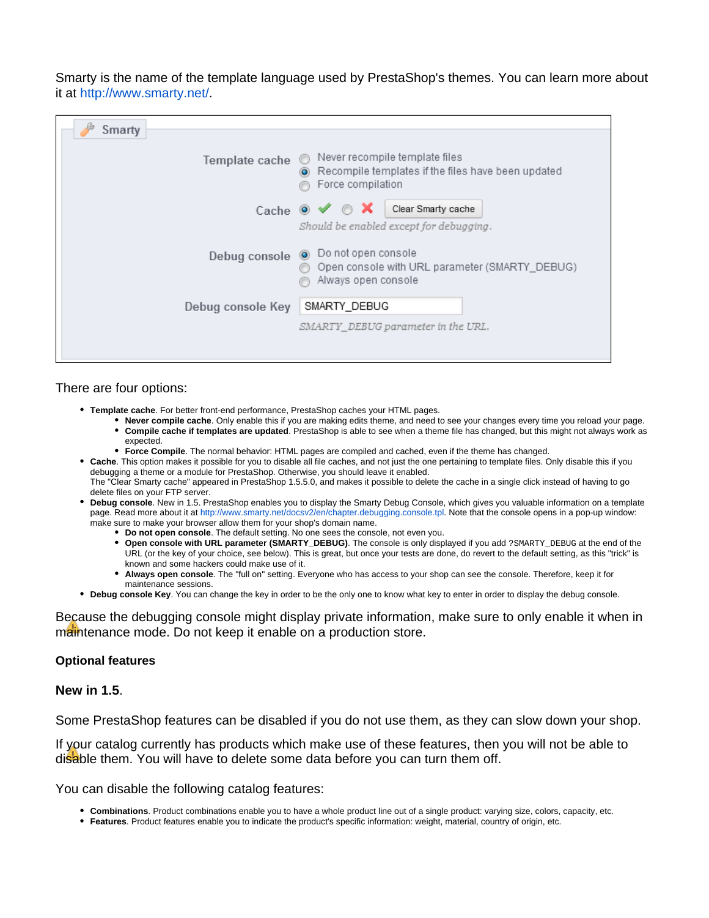Smarty is the name of the template language used by PrestaShop's themes. You can learn more about it at http://www.smarty.net/.

There are four options:

- **Template cache**. For better front-end performance, PrestaShop caches your HTML pages.
  - **Never compile cache**. Only enable this if you are making edits theme, and need to see your changes every time you reload your page.
  - **Compile cache if templates are updated**. PrestaShop is able to see when a theme file has changed, but this might not always work as expected.
  - **Force Compile**. The normal behavior: HTML pages are compiled and cached, even if the theme has changed.
- **Cache**. This option makes it possible for you to disable all file caches, and not just the one pertaining to template files. Only disable this if you debugging a theme or a module for PrestaShop. Otherwise, you should leave it enabled.
  The "Clear Smarty cache" appeared in PrestaShop 1.5.5.0, and makes it possible to delete the cache in a single click instead of having to go delete files on your FTP server.
- **Debug console**. New in 1.5. PrestaShop enables you to display the Smarty Debug Console, which gives you valuable information on a template page. Read more about it at http://www.smarty.net/docsv2/en/chapter.debugging.console.tpl. Note that the console opens in a pop-up window: make sure to make your browser allow them for your shop's domain name.
  - **Do not open console**. The default setting. No one sees the console, not even you.
  - **Open console with URL parameter (SMARTY_DEBUG)**. The console is only displayed if you add `?SMARTY_DEBUG` at the end of the URL (or the key of your choice, see below). This is great, but once your tests are done, do revert to the default setting, as this "trick" is known and some hackers could make use of it.
  - **Always open console**. The "full on" setting. Everyone who has access to your shop can see the console. Therefore, keep it for maintenance sessions.
- **Debug console Key**. You can change the key in order to be the only one to know what key to enter in order to display the debug console.

Because the debugging console might display private information, make sure to only enable it when in maintenance mode. Do not keep it enable on a production store.

#### Optional features

**New in 1.5**.

Some PrestaShop features can be disabled if you do not use them, as they can slow down your shop.

If your catalog currently has products which make use of these features, then you will not be able to disable them. You will have to delete some data before you can turn them off.

You can disable the following catalog features:

- **Combinations**. Product combinations enable you to have a whole product line out of a single product: varying size, colors, capacity, etc.
- **Features**. Product features enable you to indicate the product's specific information: weight, material, country of origin, etc.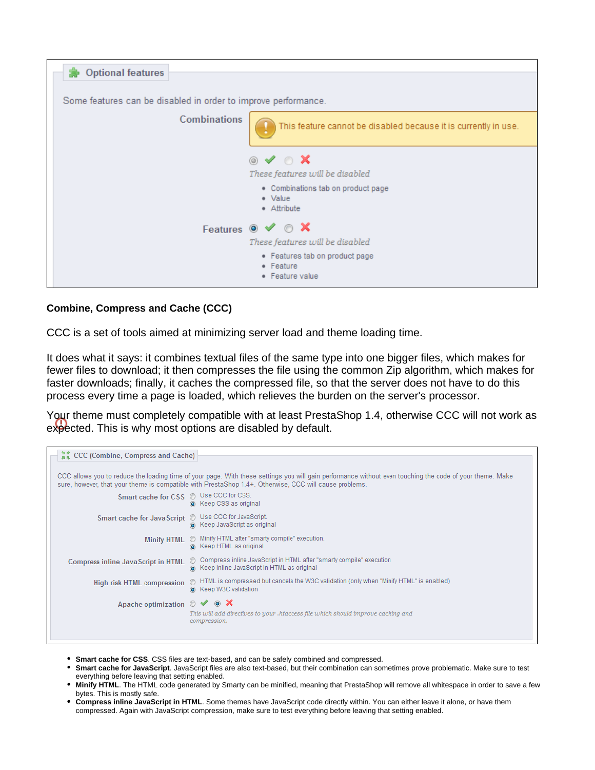## Combine, Compress and Cache (CCC)

CCC is a set of tools aimed at minimizing server load and theme loading time.

It does what it says: it combines textual files of the same type into one bigger files, which makes for fewer files to download; it then compresses the file using the common Zip algorithm, which makes for faster downloads; finally, it caches the compressed file, so that the server does not have to do this process every time a page is loaded, which relieves the burden on the server's processor.

Your theme must completely compatible with at least PrestaShop 1.4, otherwise CCC will not work as expected. This is why most options are disabled by default.

- **Smart cache for CSS**. CSS files are text-based, and can be safely combined and compressed.
- **Smart cache for JavaScript**. JavaScript files are also text-based, but their combination can sometimes prove problematic. Make sure to test everything before leaving that setting enabled.
- **Minify HTML**. The HTML code generated by Smarty can be minified, meaning that PrestaShop will remove all whitespace in order to save a few bytes. This is mostly safe.
- **Compress inline JavaScript in HTML**. Some themes have JavaScript code directly within. You can either leave it alone, or have them compressed. Again with JavaScript compression, make sure to test everything before leaving that setting enabled.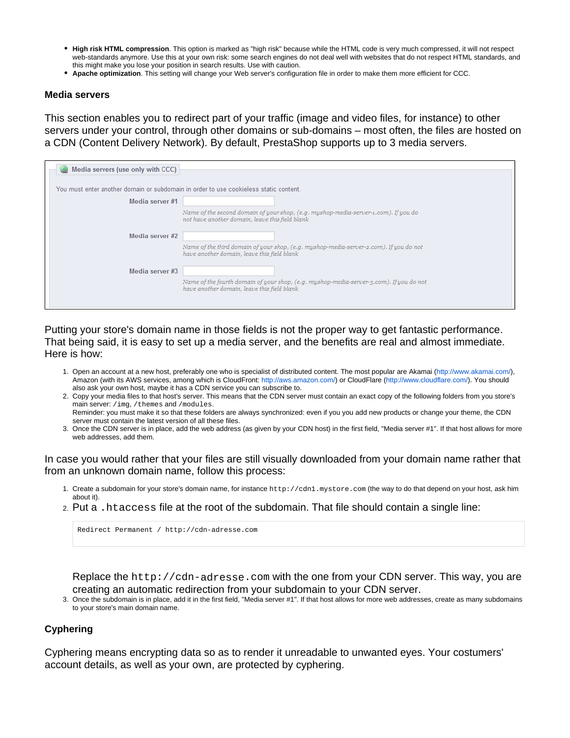- **High risk HTML compression**. This option is marked as "high risk" because while the HTML code is very much compressed, it will not respect web-standards anymore. Use this at your own risk: some search engines do not deal well with websites that do not respect HTML standards, and this might make you lose your position in search results. Use with caution.
- **Apache optimization**. This setting will change your Web server's configuration file in order to make them more efficient for CCC.

### Media servers

This section enables you to redirect part of your traffic (image and video files, for instance) to other servers under your control, through other domains or sub-domains – most often, the files are hosted on a CDN (Content Delivery Network). By default, PrestaShop supports up to 3 media servers.

Media servers (use only with CCC)

You must enter another domain or subdomain in order to use cookieless static content.

Media server #1

*Name of the second domain of your shop, (e.g. myshop-media-server-1.com). If you do not have another domain, leave this field blank*

Media server #2

*Name of the third domain of your shop, (e.g. myshop-media-server-2.com). If you do not have another domain, leave this field blank*

Media server #3

*Name of the fourth domain of your shop, (e.g. myshop-media-server-3.com). If you do not have another domain, leave this field blank*

Putting your store's domain name in those fields is not the proper way to get fantastic performance. That being said, it is easy to set up a media server, and the benefits are real and almost immediate. Here is how:

1. Open an account at a new host, preferably one who is specialist of distributed content. The most popular are Akamai (http://www.akamai.com/), Amazon (with its AWS services, among which is CloudFront: http://aws.amazon.com/) or CloudFlare (http://www.cloudflare.com/). You should also ask your own host, maybe it has a CDN service you can subscribe to.
2. Copy your media files to that host's server. This means that the CDN server must contain an exact copy of the following folders from you store's main server: `/img`, `/themes` and `/modules`.
   Reminder: you must make it so that these folders are always synchronized: even if you you add new products or change your theme, the CDN server must contain the latest version of all these files.
3. Once the CDN server is in place, add the web address (as given by your CDN host) in the first field, "Media server #1". If that host allows for more web addresses, add them.

In case you would rather that your files are still visually downloaded from your domain name rather that from an unknown domain name, follow this process:

1. Create a subdomain for your store's domain name, for instance `http://cdn1.mystore.com` (the way to do that depend on your host, ask him about it).
2. Put a `.htaccess` file at the root of the subdomain. That file should contain a single line:

   ```
   Redirect Permanent / http://cdn-adresse.com
   ```

   Replace the `http://cdn-adresse.com` with the one from your CDN server. This way, you are creating an automatic redirection from your subdomain to your CDN server.
3. Once the subdomain is in place, add it in the first field, "Media server #1". If that host allows for more web addresses, create as many subdomains to your store's main domain name.

### Cyphering

Cyphering means encrypting data so as to render it unreadable to unwanted eyes. Your costumers' account details, as well as your own, are protected by cyphering.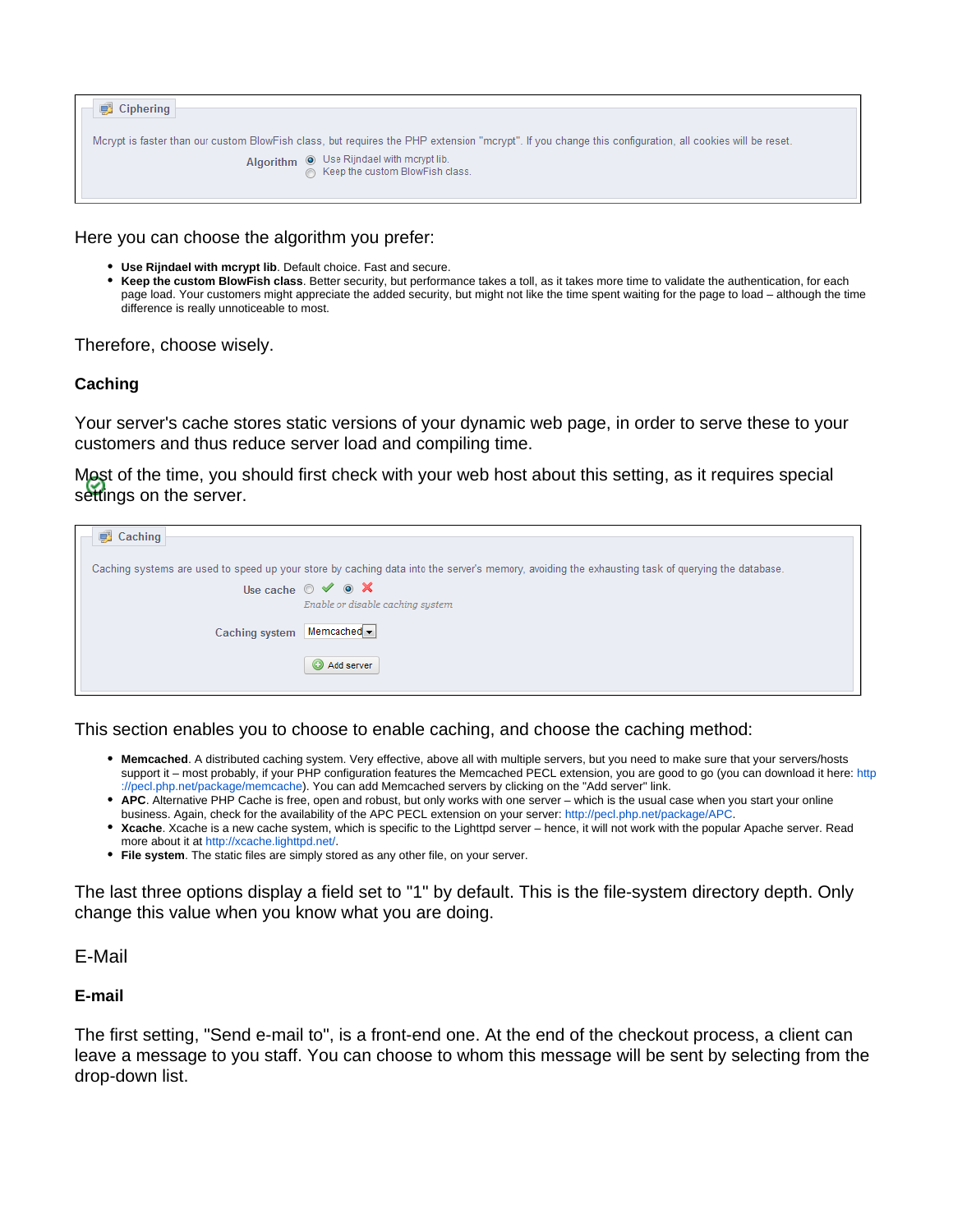Ciphering

Mcrypt is faster than our custom BlowFish class, but requires the PHP extension "mcrypt". If you change this configuration, all cookies will be reset.

Algorithm
- Use Rijndael with mcrypt lib.
- Keep the custom BlowFish class.

Here you can choose the algorithm you prefer:

- **Use Rijndael with mcrypt lib**. Default choice. Fast and secure.
- **Keep the custom BlowFish class**. Better security, but performance takes a toll, as it takes more time to validate the authentication, for each page load. Your customers might appreciate the added security, but might not like the time spent waiting for the page to load – although the time difference is really unnoticeable to most.

Therefore, choose wisely.

### Caching

Your server's cache stores static versions of your dynamic web page, in order to serve these to your customers and thus reduce server load and compiling time.

Most of the time, you should first check with your web host about this setting, as it requires special settings on the server.

Caching

Caching systems are used to speed up your store by caching data into the server's memory, avoiding the exhausting task of querying the database.

Use cache

Enable or disable caching system

Caching system: Memcached

Add server

This section enables you to choose to enable caching, and choose the caching method:

- **Memcached**. A distributed caching system. Very effective, above all with multiple servers, but you need to make sure that your servers/hosts support it – most probably, if your PHP configuration features the Memcached PECL extension, you are good to go (you can download it here: http://pecl.php.net/package/memcache). You can add Memcached servers by clicking on the "Add server" link.
- **APC**. Alternative PHP Cache is free, open and robust, but only works with one server – which is the usual case when you start your online business. Again, check for the availability of the APC PECL extension on your server: http://pecl.php.net/package/APC.
- **Xcache**. Xcache is a new cache system, which is specific to the Lighttpd server – hence, it will not work with the popular Apache server. Read more about it at http://xcache.lighttpd.net/.
- **File system**. The static files are simply stored as any other file, on your server.

The last three options display a field set to "1" by default. This is the file-system directory depth. Only change this value when you know what you are doing.

## E-Mail

### E-mail

The first setting, "Send e-mail to", is a front-end one. At the end of the checkout process, a client can leave a message to you staff. You can choose to whom this message will be sent by selecting from the drop-down list.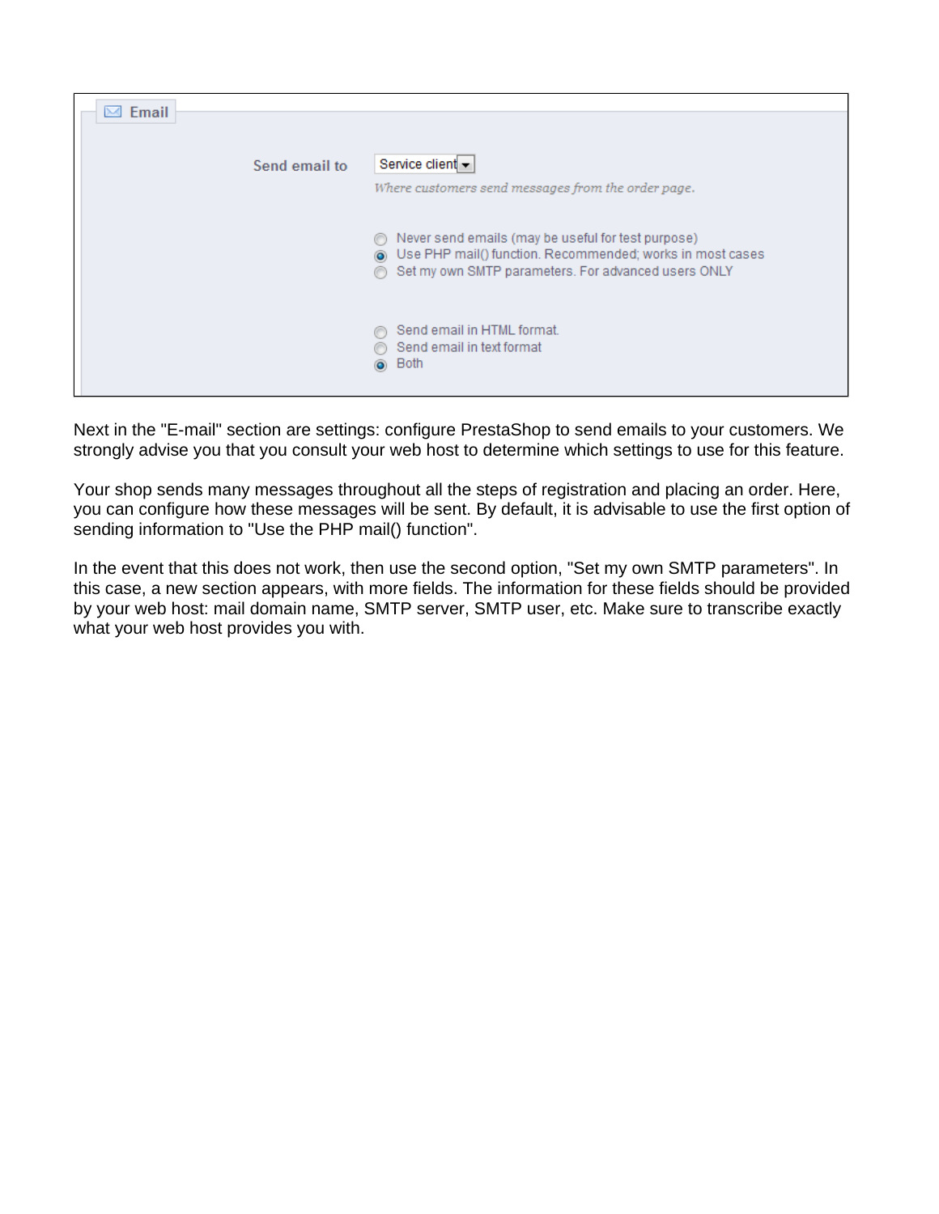**Email**

Send email to: Service client

*Where customers send messages from the order page.*

- Never send emails (may be useful for test purpose)
- Use PHP mail() function. Recommended; works in most cases
- Set my own SMTP parameters. For advanced users ONLY

- Send email in HTML format.
- Send email in text format
- Both

Next in the "E-mail" section are settings: configure PrestaShop to send emails to your customers. We strongly advise you that you consult your web host to determine which settings to use for this feature.

Your shop sends many messages throughout all the steps of registration and placing an order. Here, you can configure how these messages will be sent. By default, it is advisable to use the first option of sending information to "Use the PHP mail() function".

In the event that this does not work, then use the second option, "Set my own SMTP parameters". In this case, a new section appears, with more fields. The information for these fields should be provided by your web host: mail domain name, SMTP server, SMTP user, etc. Make sure to transcribe exactly what your web host provides you with.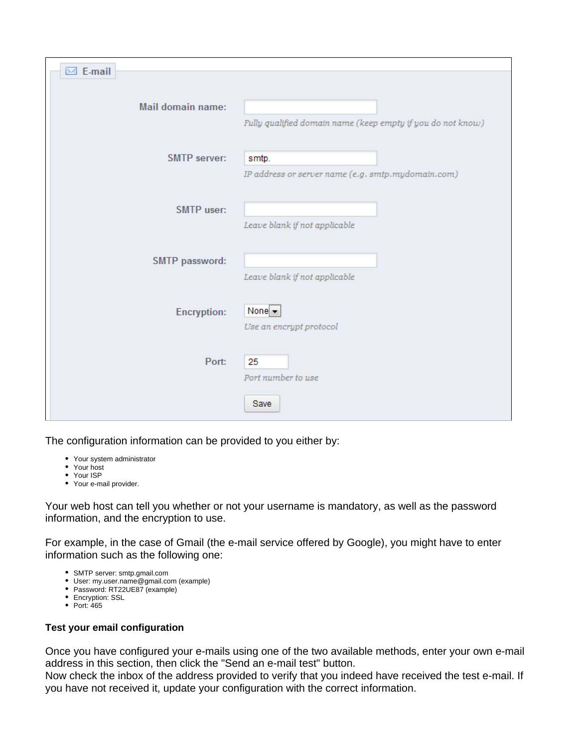**E-mail**

| | |
|---|---|
| **Mail domain name:** | *Fully qualified domain name (keep empty if you do not know)* |
| **SMTP server:** | smtp. *IP address or server name (e.g. smtp.mydomain.com)* |
| **SMTP user:** | *Leave blank if not applicable* |
| **SMTP password:** | *Leave blank if not applicable* |
| **Encryption:** | None *Use an encrypt protocol* |
| **Port:** | 25 *Port number to use* |

Save

The configuration information can be provided to you either by:

- Your system administrator
- Your host
- Your ISP
- Your e-mail provider.

Your web host can tell you whether or not your username is mandatory, as well as the password information, and the encryption to use.

For example, in the case of Gmail (the e-mail service offered by Google), you might have to enter information such as the following one:

- SMTP server: smtp.gmail.com
- User: my.user.name@gmail.com (example)
- Password: RT22UE87 (example)
- Encryption: SSL
- Port: 465

**Test your email configuration**

Once you have configured your e-mails using one of the two available methods, enter your own e-mail address in this section, then click the "Send an e-mail test" button.
Now check the inbox of the address provided to verify that you indeed have received the test e-mail. If you have not received it, update your configuration with the correct information.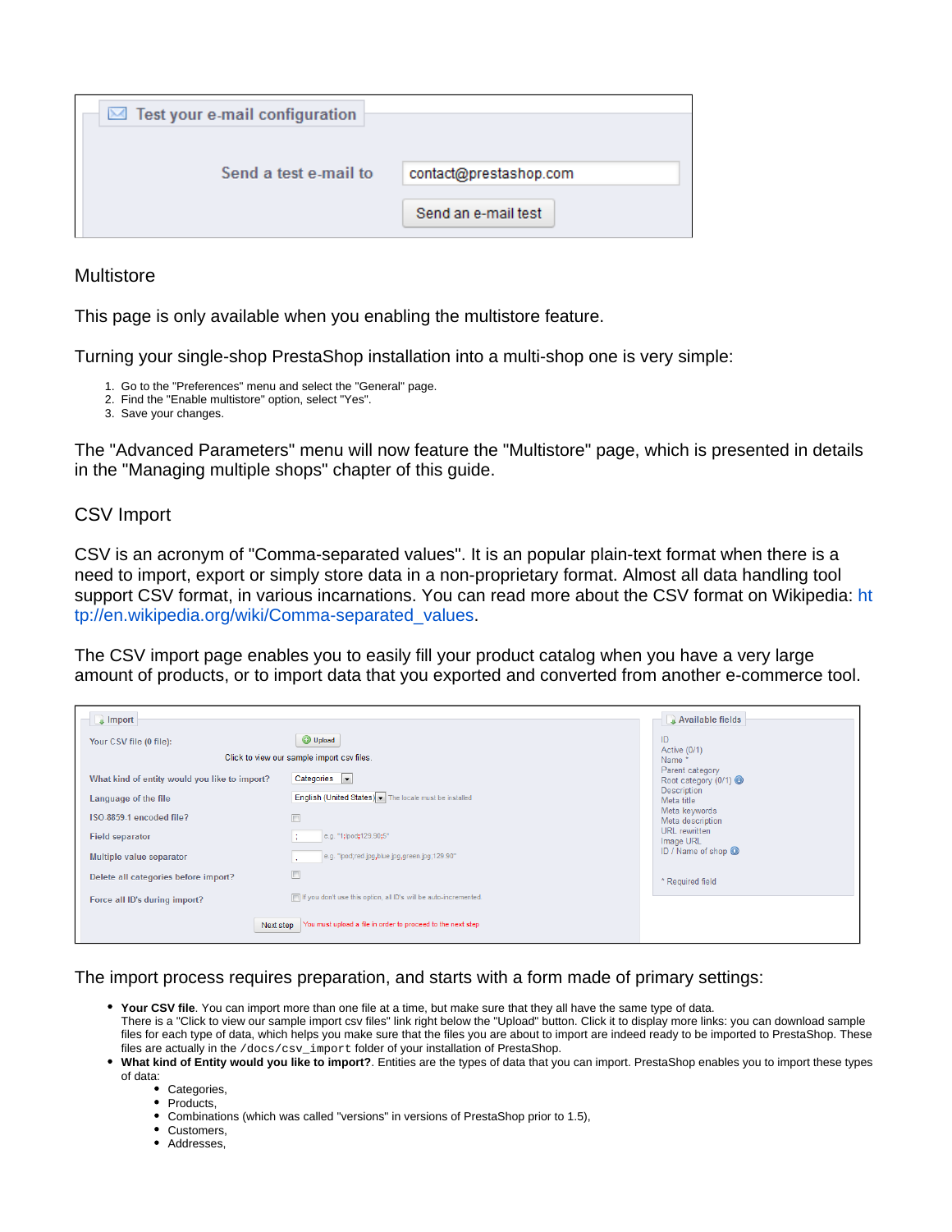## Multistore

This page is only available when you enabling the multistore feature.

Turning your single-shop PrestaShop installation into a multi-shop one is very simple:

1. Go to the "Preferences" menu and select the "General" page.
2. Find the "Enable multistore" option, select "Yes".
3. Save your changes.

The "Advanced Parameters" menu will now feature the "Multistore" page, which is presented in details in the "Managing multiple shops" chapter of this guide.

## CSV Import

CSV is an acronym of "Comma-separated values". It is an popular plain-text format when there is a need to import, export or simply store data in a non-proprietary format. Almost all data handling tool support CSV format, in various incarnations. You can read more about the CSV format on Wikipedia: http://en.wikipedia.org/wiki/Comma-separated_values.

The CSV import page enables you to easily fill your product catalog when you have a very large amount of products, or to import data that you exported and converted from another e-commerce tool.

The import process requires preparation, and starts with a form made of primary settings:

- **Your CSV file**. You can import more than one file at a time, but make sure that they all have the same type of data. There is a "Click to view our sample import csv files" link right below the "Upload" button. Click it to display more links: you can download sample files for each type of data, which helps you make sure that the files you are about to import are indeed ready to be imported to PrestaShop. These files are actually in the `/docs/csv_import` folder of your installation of PrestaShop.
- **What kind of Entity would you like to import?**. Entities are the types of data that you can import. PrestaShop enables you to import these types of data:
  - Categories,
  - Products,
  - Combinations (which was called "versions" in versions of PrestaShop prior to 1.5),
  - Customers,
  - Addresses,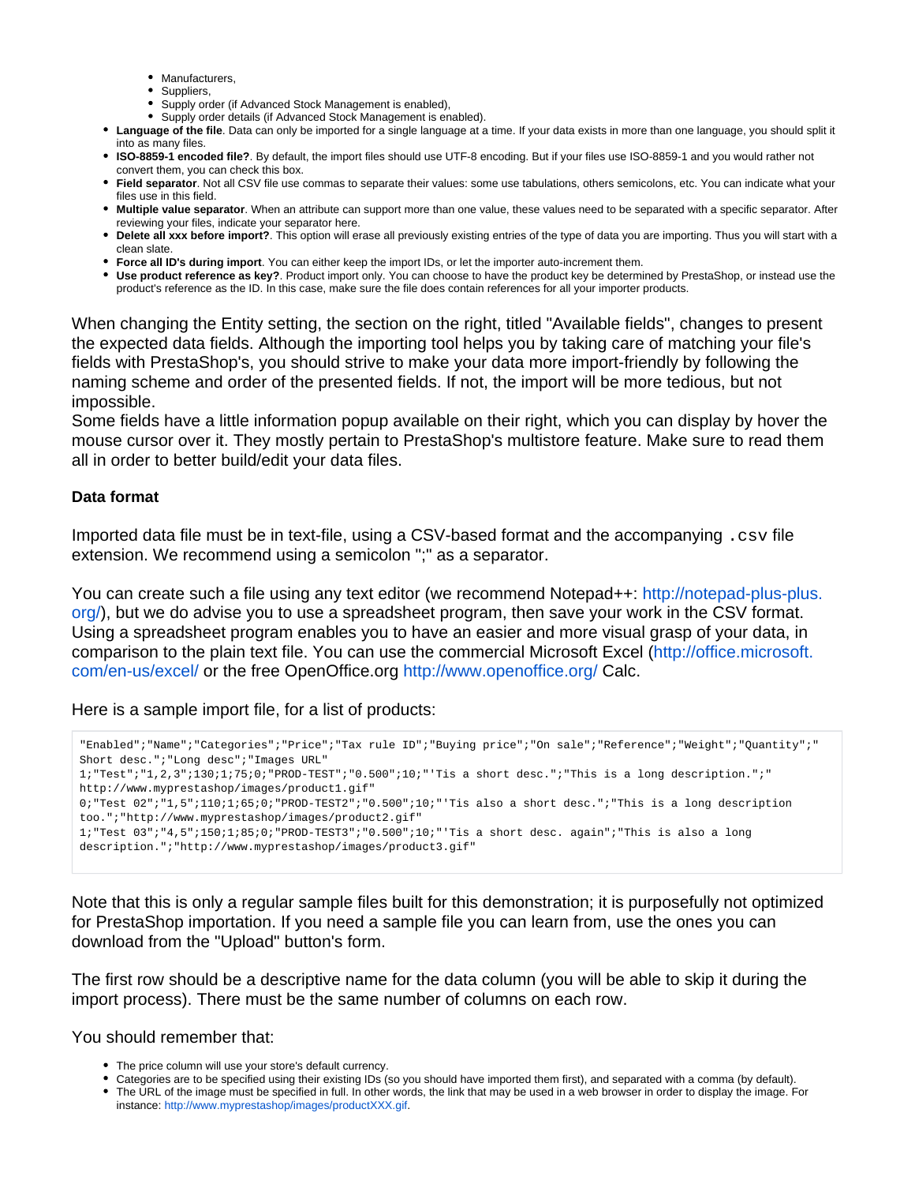- Manufacturers,
    - Suppliers,
    - Supply order (if Advanced Stock Management is enabled),
    - Supply order details (if Advanced Stock Management is enabled).
- **Language of the file**. Data can only be imported for a single language at a time. If your data exists in more than one language, you should split it into as many files.
- **ISO-8859-1 encoded file?**. By default, the import files should use UTF-8 encoding. But if your files use ISO-8859-1 and you would rather not convert them, you can check this box.
- **Field separator**. Not all CSV file use commas to separate their values: some use tabulations, others semicolons, etc. You can indicate what your files use in this field.
- **Multiple value separator**. When an attribute can support more than one value, these values need to be separated with a specific separator. After reviewing your files, indicate your separator here.
- **Delete all xxx before import?**. This option will erase all previously existing entries of the type of data you are importing. Thus you will start with a clean slate.
- **Force all ID's during import**. You can either keep the import IDs, or let the importer auto-increment them.
- **Use product reference as key?**. Product import only. You can choose to have the product key be determined by PrestaShop, or instead use the product's reference as the ID. In this case, make sure the file does contain references for all your importer products.

When changing the Entity setting, the section on the right, titled "Available fields", changes to present the expected data fields. Although the importing tool helps you by taking care of matching your file's fields with PrestaShop's, you should strive to make your data more import-friendly by following the naming scheme and order of the presented fields. If not, the import will be more tedious, but not impossible.
Some fields have a little information popup available on their right, which you can display by hover the mouse cursor over it. They mostly pertain to PrestaShop's multistore feature. Make sure to read them all in order to better build/edit your data files.

#### Data format

Imported data file must be in text-file, using a CSV-based format and the accompanying `.csv` file extension. We recommend using a semicolon ";" as a separator.

You can create such a file using any text editor (we recommend Notepad++: http://notepad-plus-plus.org/), but we do advise you to use a spreadsheet program, then save your work in the CSV format. Using a spreadsheet program enables you to have an easier and more visual grasp of your data, in comparison to the plain text file. You can use the commercial Microsoft Excel (http://office.microsoft.com/en-us/excel/ or the free OpenOffice.org http://www.openoffice.org/ Calc.

Here is a sample import file, for a list of products:

```
"Enabled";"Name";"Categories";"Price";"Tax rule ID";"Buying price";"On sale";"Reference";"Weight";"Quantity";"Short desc.";"Long desc";"Images URL"
1;"Test";"1,2,3";130;1;75;0;"PROD-TEST";"0.500";10;"'Tis a short desc.";"This is a long description.";"http://www.myprestashop/images/product1.gif"
0;"Test 02";"1,5";110;1;65;0;"PROD-TEST2";"0.500";10;"'Tis also a short desc.";"This is a long description too.";"http://www.myprestashop/images/product2.gif"
1;"Test 03";"4,5";150;1;85;0;"PROD-TEST3";"0.500";10;"'Tis a short desc. again";"This is also a long description.";"http://www.myprestashop/images/product3.gif"
```

Note that this is only a regular sample files built for this demonstration; it is purposefully not optimized for PrestaShop importation. If you need a sample file you can learn from, use the ones you can download from the "Upload" button's form.

The first row should be a descriptive name for the data column (you will be able to skip it during the import process). There must be the same number of columns on each row.

You should remember that:

- The price column will use your store's default currency.
- Categories are to be specified using their existing IDs (so you should have imported them first), and separated with a comma (by default).
- The URL of the image must be specified in full. In other words, the link that may be used in a web browser in order to display the image. For instance: http://www.myprestashop/images/productXXX.gif.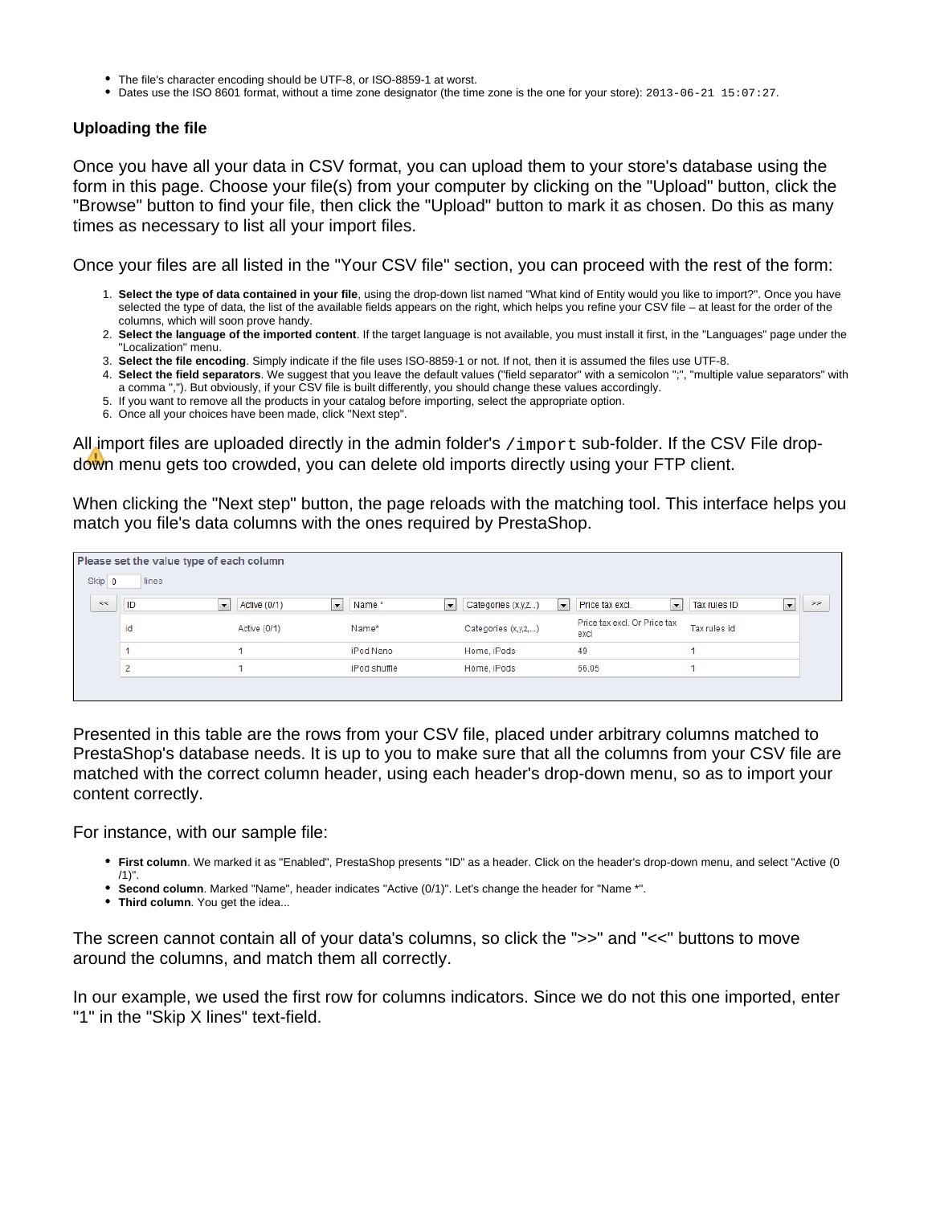- The file's character encoding should be UTF-8, or ISO-8859-1 at worst.
- Dates use the ISO 8601 format, without a time zone designator (the time zone is the one for your store): `2013-06-21 15:07:27`.

### Uploading the file

Once you have all your data in CSV format, you can upload them to your store's database using the form in this page. Choose your file(s) from your computer by clicking on the "Upload" button, click the "Browse" button to find your file, then click the "Upload" button to mark it as chosen. Do this as many times as necessary to list all your import files.

Once your files are all listed in the "Your CSV file" section, you can proceed with the rest of the form:

1. **Select the type of data contained in your file**, using the drop-down list named "What kind of Entity would you like to import?". Once you have selected the type of data, the list of the available fields appears on the right, which helps you refine your CSV file – at least for the order of the columns, which will soon prove handy.
2. **Select the language of the imported content**. If the target language is not available, you must install it first, in the "Languages" page under the "Localization" menu.
3. **Select the file encoding**. Simply indicate if the file uses ISO-8859-1 or not. If not, then it is assumed the files use UTF-8.
4. **Select the field separators**. We suggest that you leave the default values ("field separator" with a semicolon ";", "multiple value separators" with a comma ","). But obviously, if your CSV file is built differently, you should change these values accordingly.
5. If you want to remove all the products in your catalog before importing, select the appropriate option.
6. Once all your choices have been made, click "Next step".

All import files are uploaded directly in the admin folder's `/import` sub-folder. If the CSV File drop-down menu gets too crowded, you can delete old imports directly using your FTP client.

When clicking the "Next step" button, the page reloads with the matching tool. This interface helps you match you file's data columns with the ones required by PrestaShop.

**Please set the value type of each column**

Skip 0 lines

| ID | Active (0/1) | Name * | Categories (x,y,z...) | Price tax excl. | Tax rules ID |
|---|---|---|---|---|---|
| id | Active (0/1) | Name* | Categories (x,y,z,...) | Price tax excl. Or Price tax excl | Tax rules id |
| 1 | 1 | iPod Nano | Home, iPods | 49 | 1 |
| 2 | 1 | iPod shuffle | Home, iPods | 56.05 | 1 |

Presented in this table are the rows from your CSV file, placed under arbitrary columns matched to PrestaShop's database needs. It is up to you to make sure that all the columns from your CSV file are matched with the correct column header, using each header's drop-down menu, so as to import your content correctly.

For instance, with our sample file:

- **First column**. We marked it as "Enabled", PrestaShop presents "ID" as a header. Click on the header's drop-down menu, and select "Active (0/1)".
- **Second column**. Marked "Name", header indicates "Active (0/1)". Let's change the header for "Name *".
- **Third column**. You get the idea...

The screen cannot contain all of your data's columns, so click the ">>" and "<<" buttons to move around the columns, and match them all correctly.

In our example, we used the first row for columns indicators. Since we do not this one imported, enter "1" in the "Skip X lines" text-field.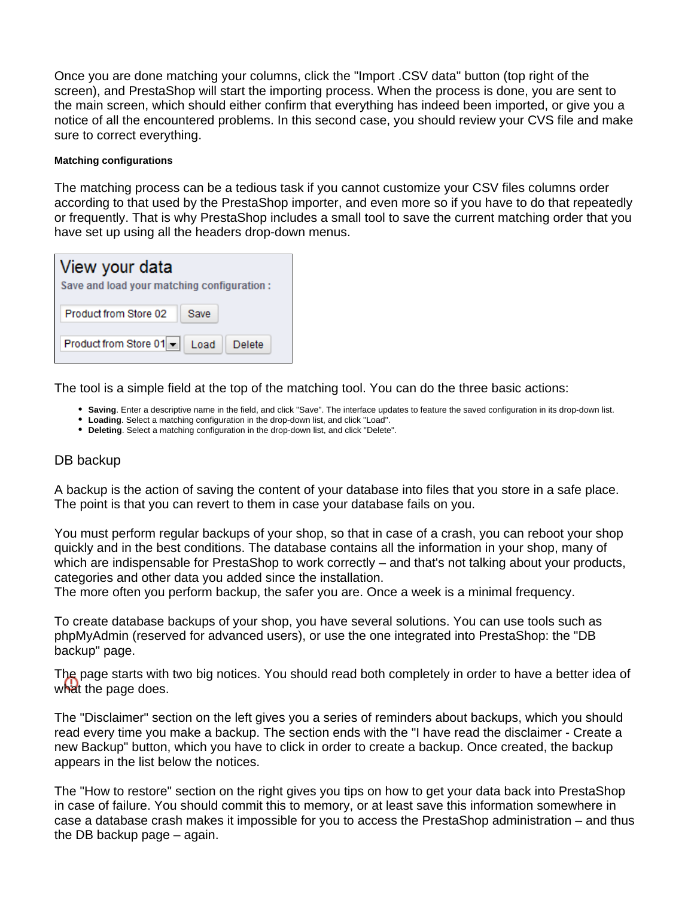Once you are done matching your columns, click the "Import .CSV data" button (top right of the screen), and PrestaShop will start the importing process. When the process is done, you are sent to the main screen, which should either confirm that everything has indeed been imported, or give you a notice of all the encountered problems. In this second case, you should review your CVS file and make sure to correct everything.

#### Matching configurations

The matching process can be a tedious task if you cannot customize your CSV files columns order according to that used by the PrestaShop importer, and even more so if you have to do that repeatedly or frequently. That is why PrestaShop includes a small tool to save the current matching order that you have set up using all the headers drop-down menus.

The tool is a simple field at the top of the matching tool. You can do the three basic actions:

- **Saving**. Enter a descriptive name in the field, and click "Save". The interface updates to feature the saved configuration in its drop-down list.
- **Loading**. Select a matching configuration in the drop-down list, and click "Load".
- **Deleting**. Select a matching configuration in the drop-down list, and click "Delete".

## DB backup

A backup is the action of saving the content of your database into files that you store in a safe place. The point is that you can revert to them in case your database fails on you.

You must perform regular backups of your shop, so that in case of a crash, you can reboot your shop quickly and in the best conditions. The database contains all the information in your shop, many of which are indispensable for PrestaShop to work correctly – and that's not talking about your products, categories and other data you added since the installation.
The more often you perform backup, the safer you are. Once a week is a minimal frequency.

To create database backups of your shop, you have several solutions. You can use tools such as phpMyAdmin (reserved for advanced users), or use the one integrated into PrestaShop: the "DB backup" page.

The page starts with two big notices. You should read both completely in order to have a better idea of what the page does.

The "Disclaimer" section on the left gives you a series of reminders about backups, which you should read every time you make a backup. The section ends with the "I have read the disclaimer - Create a new Backup" button, which you have to click in order to create a backup. Once created, the backup appears in the list below the notices.

The "How to restore" section on the right gives you tips on how to get your data back into PrestaShop in case of failure. You should commit this to memory, or at least save this information somewhere in case a database crash makes it impossible for you to access the PrestaShop administration – and thus the DB backup page – again.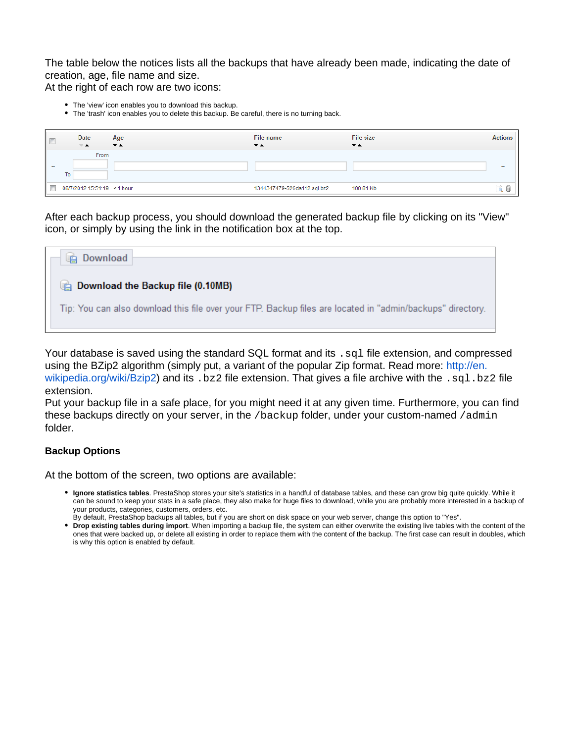The table below the notices lists all the backups that have already been made, indicating the date of creation, age, file name and size.
At the right of each row are two icons:

- The 'view' icon enables you to download this backup.
- The 'trash' icon enables you to delete this backup. Be careful, there is no turning back.

| | Date | Age | File name | File size | Actions |
|---|---|---|---|---|---|
| -- | From / To | | | | -- |
| | 08/7/2012 15:51:19 | < 1 hour | 1344347479-526da112.sql.bz2 | 100.81 Kb | |

After each backup process, you should download the generated backup file by clicking on its "View" icon, or simply by using the link in the notification box at the top.

**Download**

**Download the Backup file (0.10MB)**

Tip: You can also download this file over your FTP. Backup files are located in "admin/backups" directory.

Your database is saved using the standard SQL format and its `.sql` file extension, and compressed using the BZip2 algorithm (simply put, a variant of the popular Zip format. Read more: http://en.wikipedia.org/wiki/Bzip2) and its `.bz2` file extension. That gives a file archive with the `.sql.bz2` file extension.
Put your backup file in a safe place, for you might need it at any given time. Furthermore, you can find these backups directly on your server, in the `/backup` folder, under your custom-named `/admin` folder.

#### Backup Options

At the bottom of the screen, two options are available:

- **Ignore statistics tables**. PrestaShop stores your site's statistics in a handful of database tables, and these can grow big quite quickly. While it can be sound to keep your stats in a safe place, they also make for huge files to download, while you are probably more interested in a backup of your products, categories, customers, orders, etc.
  By default, PrestaShop backups all tables, but if you are short on disk space on your web server, change this option to "Yes".
- **Drop existing tables during import**. When importing a backup file, the system can either overwrite the existing live tables with the content of the ones that were backed up, or delete all existing in order to replace them with the content of the backup. The first case can result in doubles, which is why this option is enabled by default.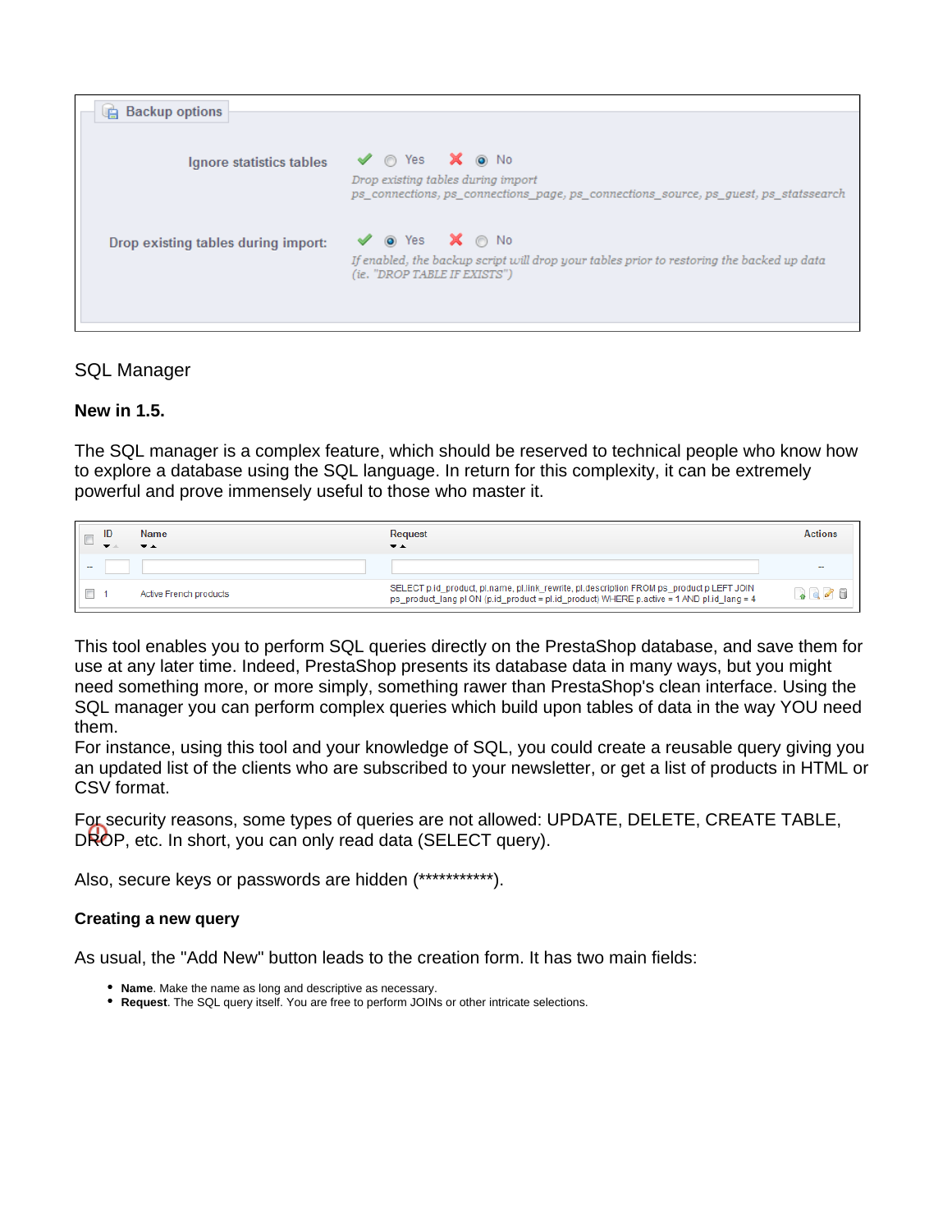**Backup options**

Ignore statistics tables — Yes / No (selected: No)
*Drop existing tables during import*
*ps_connections, ps_connections_page, ps_connections_source, ps_guest, ps_statssearch*

Drop existing tables during import: — Yes / No (selected: Yes)
*If enabled, the backup script will drop your tables prior to restoring the backed up data (ie. "DROP TABLE IF EXISTS")*

## SQL Manager

**New in 1.5.**

The SQL manager is a complex feature, which should be reserved to technical people who know how to explore a database using the SQL language. In return for this complexity, it can be extremely powerful and prove immensely useful to those who master it.

| ID | Name | Request | Actions |
|---|---|---|---|
| -- | | | -- |
| 1 | Active French products | SELECT p.id_product, pl.name, pl.link_rewrite, pl.description FROM ps_product p LEFT JOIN ps_product_lang pl ON (p.id_product = pl.id_product) WHERE p.active = 1 AND pl.id_lang = 4 | |

This tool enables you to perform SQL queries directly on the PrestaShop database, and save them for use at any later time. Indeed, PrestaShop presents its database data in many ways, but you might need something more, or more simply, something rawer than PrestaShop's clean interface. Using the SQL manager you can perform complex queries which build upon tables of data in the way YOU need them.
For instance, using this tool and your knowledge of SQL, you could create a reusable query giving you an updated list of the clients who are subscribed to your newsletter, or get a list of products in HTML or CSV format.

For security reasons, some types of queries are not allowed: UPDATE, DELETE, CREATE TABLE, DROP, etc. In short, you can only read data (SELECT query).

Also, secure keys or passwords are hidden (***********).

**Creating a new query**

As usual, the "Add New" button leads to the creation form. It has two main fields:

- **Name**. Make the name as long and descriptive as necessary.
- **Request**. The SQL query itself. You are free to perform JOINs or other intricate selections.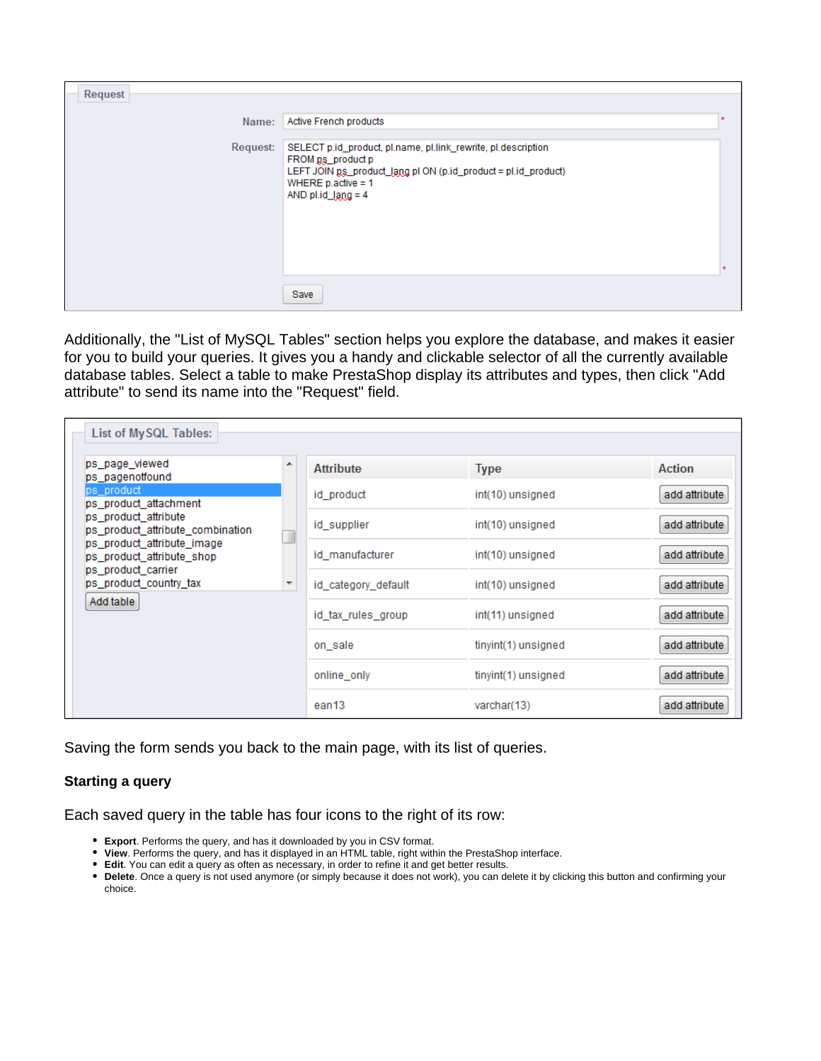Request

Name: Active French products

Request:

```
SELECT p.id_product, pl.name, pl.link_rewrite, pl.description
FROM ps_product p
LEFT JOIN ps_product_lang pl ON (p.id_product = pl.id_product)
WHERE p.active = 1
AND pl.id_lang = 4
```

Save

Additionally, the "List of MySQL Tables" section helps you explore the database, and makes it easier for you to build your queries. It gives you a handy and clickable selector of all the currently available database tables. Select a table to make PrestaShop display its attributes and types, then click "Add attribute" to send its name into the "Request" field.

List of MySQL Tables:

- ps_page_viewed
- ps_pagenotfound
- ps_product
- ps_product_attachment
- ps_product_attribute
- ps_product_attribute_combination
- ps_product_attribute_image
- ps_product_attribute_shop
- ps_product_carrier
- ps_product_country_tax

Add table

| Attribute | Type | Action |
| --- | --- | --- |
| id_product | int(10) unsigned | add attribute |
| id_supplier | int(10) unsigned | add attribute |
| id_manufacturer | int(10) unsigned | add attribute |
| id_category_default | int(10) unsigned | add attribute |
| id_tax_rules_group | int(11) unsigned | add attribute |
| on_sale | tinyint(1) unsigned | add attribute |
| online_only | tinyint(1) unsigned | add attribute |
| ean13 | varchar(13) | add attribute |

Saving the form sends you back to the main page, with its list of queries.

**Starting a query**

Each saved query in the table has four icons to the right of its row:

- **Export**. Performs the query, and has it downloaded by you in CSV format.
- **View**. Performs the query, and has it displayed in an HTML table, right within the PrestaShop interface.
- **Edit**. You can edit a query as often as necessary, in order to refine it and get better results.
- **Delete**. Once a query is not used anymore (or simply because it does not work), you can delete it by clicking this button and confirming your choice.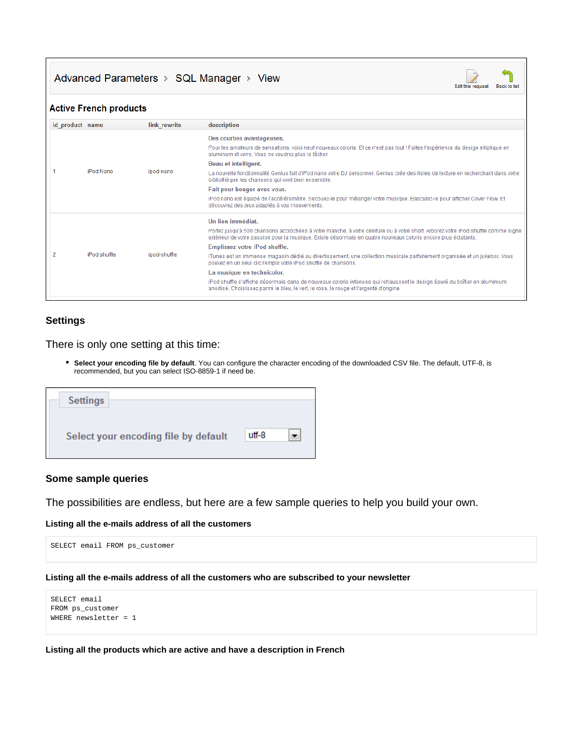Advanced Parameters > SQL Manager > View

Edit this request | Back to list

**Active French products**

| id_product | name | link_rewrite | description |
|---|---|---|---|
| 1 | iPod Nano | ipod-nano | **Des courbes avantageuses.** Pour les amateurs de sensations, voici neuf nouveaux coloris. Et ce n'est pas tout ! Faites l'expérience du design elliptique en aluminum et verre. Vous ne voudrez plus le lâcher. **Beau et intelligent.** La nouvelle fonctionnalité Genius fait d'iPod nano votre DJ personnel. Genius crée des listes de lecture en recherchant dans votre bibliothèque les chansons qui vont bien ensemble. **Fait pour bouger avec vous.** iPod nano est équipé de l'accéléromètre. Secouez-le pour mélanger votre musique. Basculez-le pour afficher Cover Flow. Et découvrez des jeux adaptés à vos mouvements. |
| 2 | iPod shuffle | ipod-shuffle | **Un lien immédiat.** Portez jusqu'à 500 chansons accrochées à votre manche, à votre ceinture ou à votre short. Arborez votre iPod shuffle comme signe extérieur de votre passion pour la musique. Existe désormais en quatre nouveaux coloris encore plus éclatants. **Emplissez votre iPod shuffle.** iTunes est un immense magasin dédié au divertissement, une collection musicale parfaitement organisée et un jukebox. Vous pouvez en un seul clic remplir votre iPod shuffle de chansons. **La musique en technicolor.** iPod shuffle s'affiche désormais dans de nouveaux coloris intenses qui rehaussent le design épuré du boîtier en aluminium anodisé. Choisissez parmi le bleu, le vert, le rose, le rouge et l'argenté d'origine. |

### Settings

There is only one setting at this time:

- **Select your encoding file by default**. You can configure the character encoding of the downloaded CSV file. The default, UTF-8, is recommended, but you can select ISO-8859-1 if need be.

Settings

Select your encoding file by default: utf-8

### Some sample queries

The possibilities are endless, but here are a few sample queries to help you build your own.

#### Listing all the e-mails address of all the customers

```
SELECT email FROM ps_customer
```

#### Listing all the e-mails address of all the customers who are subscribed to your newsletter

```
SELECT email
FROM ps_customer
WHERE newsletter = 1
```

#### Listing all the products which are active and have a description in French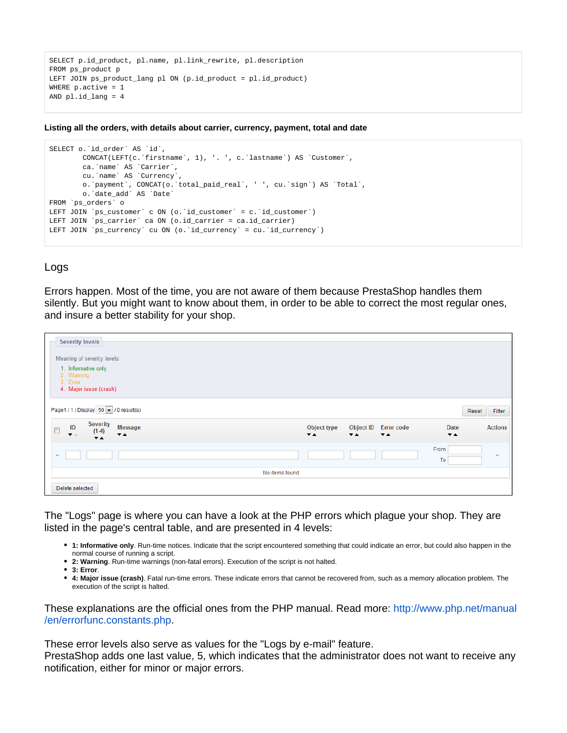```
SELECT p.id_product, pl.name, pl.link_rewrite, pl.description
FROM ps_product p
LEFT JOIN ps_product_lang pl ON (p.id_product = pl.id_product)
WHERE p.active = 1
AND pl.id_lang = 4
```

**Listing all the orders, with details about carrier, currency, payment, total and date**

```
SELECT o.`id_order` AS `id`,
        CONCAT(LEFT(c.`firstname`, 1), '. ', c.`lastname`) AS `Customer`,
        ca.`name` AS `Carrier`,
        cu.`name` AS `Currency`,
        o.`payment`, CONCAT(o.`total_paid_real`, ' ', cu.`sign`) AS `Total`,
        o.`date_add` AS `Date`
FROM `ps_orders` o
LEFT JOIN `ps_customer` c ON (o.`id_customer` = c.`id_customer`)
LEFT JOIN `ps_carrier` ca ON (o.id_carrier = ca.id_carrier)
LEFT JOIN `ps_currency` cu ON (o.`id_currency` = cu.`id_currency`)
```

## Logs

Errors happen. Most of the time, you are not aware of them because PrestaShop handles them silently. But you might want to know about them, in order to be able to correct the most regular ones, and insure a better stability for your shop.

**Severity levels**

Meaning of severity levels:

1. Informative only
2. Warning
3. Error
4. Major issue (crash)

Page1 / 1 | Display 50 / 0 result(s) — Reset — Filter

| ID | Severity (1-4) | Message | Object type | Object ID | Error code | Date | Actions |
|---|---|---|---|---|---|---|---|
| | | | | | | From / To | -- |

No items found

Delete selected

The "Logs" page is where you can have a look at the PHP errors which plague your shop. They are listed in the page's central table, and are presented in 4 levels:

- **1: Informative only**. Run-time notices. Indicate that the script encountered something that could indicate an error, but could also happen in the normal course of running a script.
- **2: Warning**. Run-time warnings (non-fatal errors). Execution of the script is not halted.
- **3: Error**.
- **4: Major issue (crash)**. Fatal run-time errors. These indicate errors that cannot be recovered from, such as a memory allocation problem. The execution of the script is halted.

These explanations are the official ones from the PHP manual. Read more: http://www.php.net/manual/en/errorfunc.constants.php.

These error levels also serve as values for the "Logs by e-mail" feature.
PrestaShop adds one last value, 5, which indicates that the administrator does not want to receive any notification, either for minor or major errors.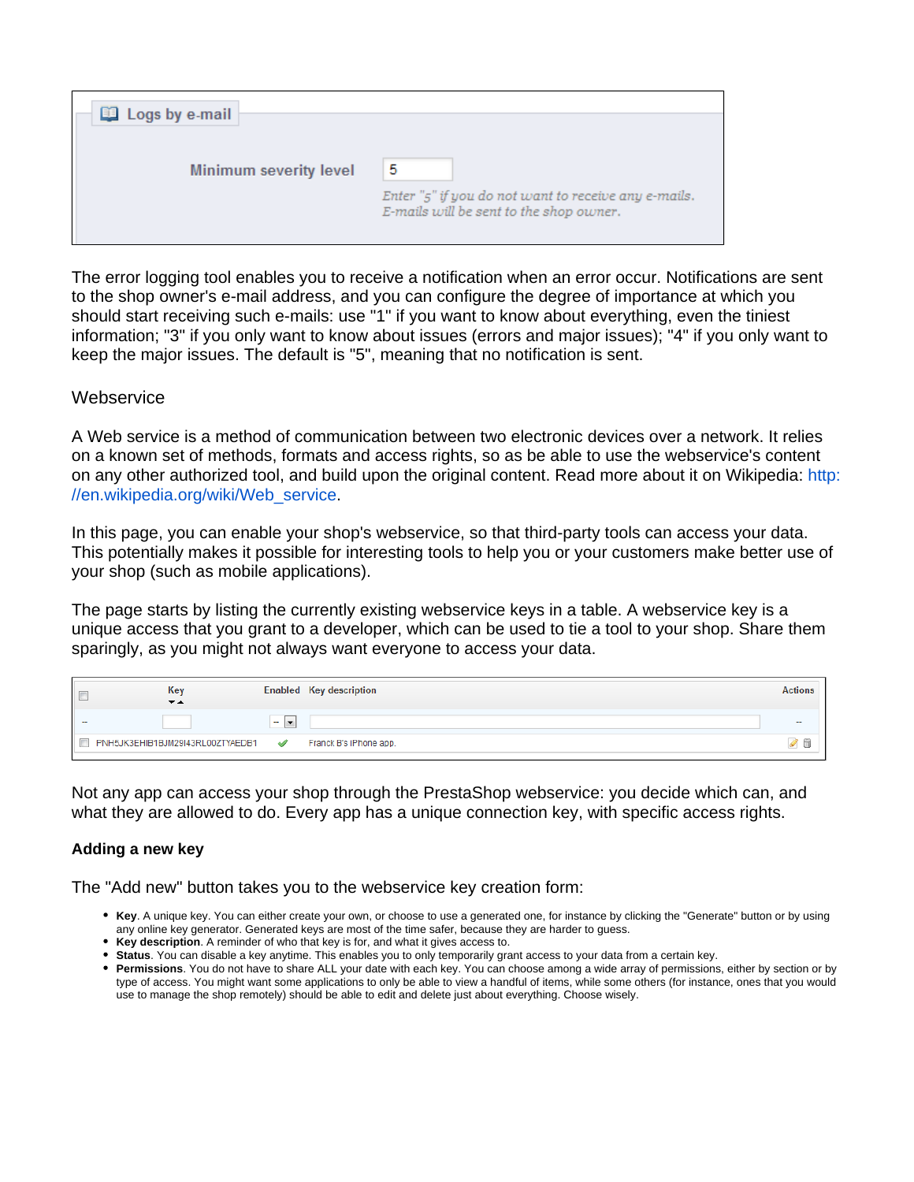**Logs by e-mail**

Minimum severity level: 5

*Enter "5" if you do not want to receive any e-mails. E-mails will be sent to the shop owner.*

The error logging tool enables you to receive a notification when an error occur. Notifications are sent to the shop owner's e-mail address, and you can configure the degree of importance at which you should start receiving such e-mails: use "1" if you want to know about everything, even the tiniest information; "3" if you only want to know about issues (errors and major issues); "4" if you only want to keep the major issues. The default is "5", meaning that no notification is sent.

## Webservice

A Web service is a method of communication between two electronic devices over a network. It relies on a known set of methods, formats and access rights, so as be able to use the webservice's content on any other authorized tool, and build upon the original content. Read more about it on Wikipedia: http://en.wikipedia.org/wiki/Web_service.

In this page, you can enable your shop's webservice, so that third-party tools can access your data. This potentially makes it possible for interesting tools to help you or your customers make better use of your shop (such as mobile applications).

The page starts by listing the currently existing webservice keys in a table. A webservice key is a unique access that you grant to a developer, which can be used to tie a tool to your shop. Share them sparingly, as you might not always want everyone to access your data.

| | Key | Enabled | Key description | Actions |
|---|---|---|---|---|
| -- | | -- | | -- |
| | PNH5JK3EHIB1BJM29I43RL00ZTYAEDB1 | ✓ | Franck B's iPhone app. | |

Not any app can access your shop through the PrestaShop webservice: you decide which can, and what they are allowed to do. Every app has a unique connection key, with specific access rights.

### Adding a new key

The "Add new" button takes you to the webservice key creation form:

- **Key**. A unique key. You can either create your own, or choose to use a generated one, for instance by clicking the "Generate" button or by using any online key generator. Generated keys are most of the time safer, because they are harder to guess.
- **Key description**. A reminder of who that key is for, and what it gives access to.
- **Status**. You can disable a key anytime. This enables you to only temporarily grant access to your data from a certain key.
- **Permissions**. You do not have to share ALL your date with each key. You can choose among a wide array of permissions, either by section or by type of access. You might want some applications to only be able to view a handful of items, while some others (for instance, ones that you would use to manage the shop remotely) should be able to edit and delete just about everything. Choose wisely.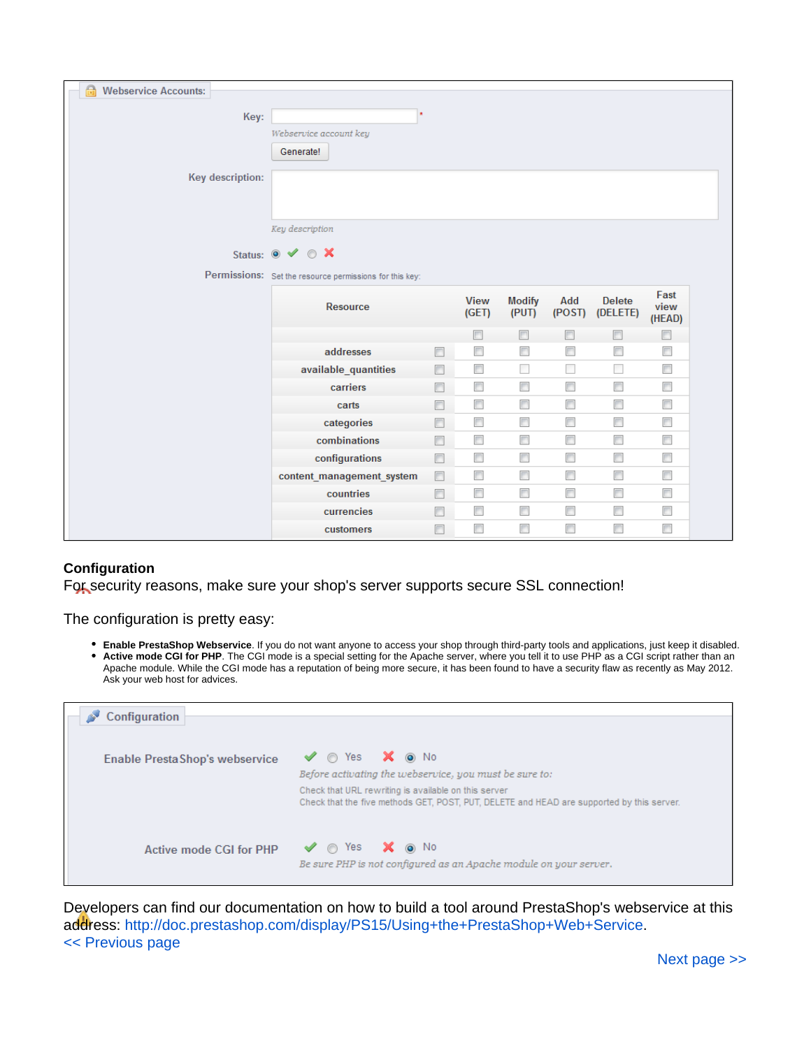**Webservice Accounts:**

Key: [ ] *

*Webservice account key*

Generate!

Key description:

*Key description*

Status: ◉ ✔ ○ ✖

Permissions: Set the resource permissions for this key:

| Resource | | View (GET) | Modify (PUT) | Add (POST) | Delete (DELETE) | Fast view (HEAD) |
|---|---|---|---|---|---|---|
| | | ☐ | ☐ | ☐ | ☐ | ☐ |
| addresses | ☐ | ☐ | ☐ | ☐ | ☐ | ☐ |
| available_quantities | ☐ | ☐ | ☐ | ☐ | ☐ | ☐ |
| carriers | ☐ | ☐ | ☐ | ☐ | ☐ | ☐ |
| carts | ☐ | ☐ | ☐ | ☐ | ☐ | ☐ |
| categories | ☐ | ☐ | ☐ | ☐ | ☐ | ☐ |
| combinations | ☐ | ☐ | ☐ | ☐ | ☐ | ☐ |
| configurations | ☐ | ☐ | ☐ | ☐ | ☐ | ☐ |
| content_management_system | ☐ | ☐ | ☐ | ☐ | ☐ | ☐ |
| countries | ☐ | ☐ | ☐ | ☐ | ☐ | ☐ |
| currencies | ☐ | ☐ | ☐ | ☐ | ☐ | ☐ |
| customers | ☐ | ☐ | ☐ | ☐ | ☐ | ☐ |

## Configuration

For security reasons, make sure your shop's server supports secure SSL connection!

The configuration is pretty easy:

- **Enable PrestaShop Webservice**. If you do not want anyone to access your shop through third-party tools and applications, just keep it disabled.
- **Active mode CGI for PHP**. The CGI mode is a special setting for the Apache server, where you tell it to use PHP as a CGI script rather than an Apache module. While the CGI mode has a reputation of being more secure, it has been found to have a security flaw as recently as May 2012. Ask your web host for advices.

**Configuration**

Enable PrestaShop's webservice ✔ ○ Yes ✖ ◉ No

*Before activating the webservice, you must be sure to:*

Check that URL rewriting is available on this server

Check that the five methods GET, POST, PUT, DELETE and HEAD are supported by this server.

Active mode CGI for PHP ✔ ○ Yes ✖ ◉ No

*Be sure PHP is not configured as an Apache module on your server.*

Developers can find our documentation on how to build a tool around PrestaShop's webservice at this address: http://doc.prestashop.com/display/PS15/Using+the+PrestaShop+Web+Service.

<< Previous page

Next page >>